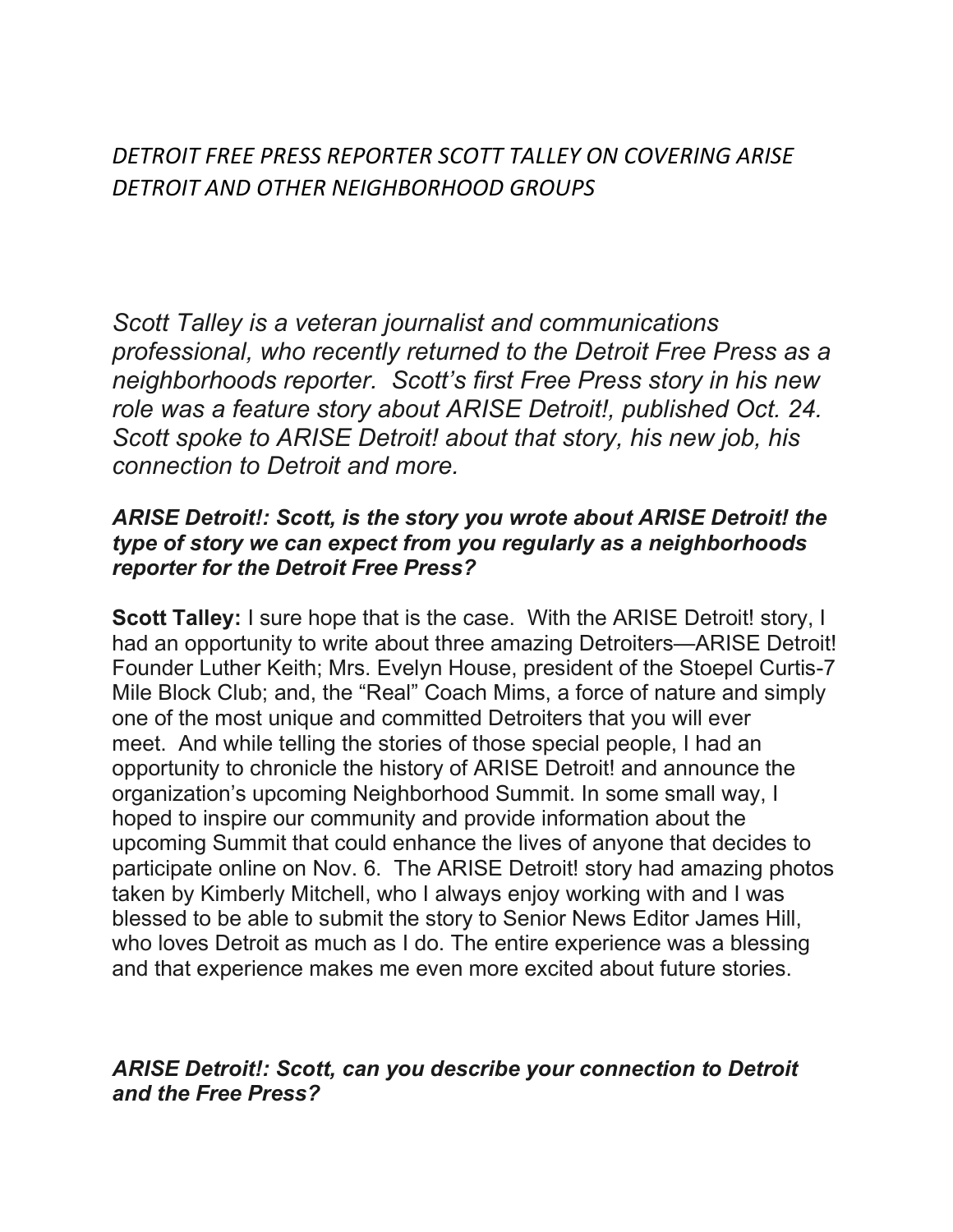# *DETROIT FREE PRESS REPORTER SCOTT TALLEY ON COVERING ARISE DETROIT AND OTHER NEIGHBORHOOD GROUPS*

*Scott Talley is a veteran journalist and communications professional, who recently returned to the Detroit Free Press as a neighborhoods reporter. Scott's first Free Press story in his new role was a feature story about ARISE Detroit!, published Oct. 24. Scott spoke to ARISE Detroit! about that story, his new job, his connection to Detroit and more.*

***ARISE Detroit!: Scott, is the story you wrote about ARISE Detroit! the type of story we can expect from you regularly as a neighborhoods reporter for the Detroit Free Press?***

**Scott Talley:** I sure hope that is the case. With the ARISE Detroit! story, I had an opportunity to write about three amazing Detroiters—ARISE Detroit! Founder Luther Keith; Mrs. Evelyn House, president of the Stoepel Curtis-7 Mile Block Club; and, the "Real" Coach Mims, a force of nature and simply one of the most unique and committed Detroiters that you will ever meet. And while telling the stories of those special people, I had an opportunity to chronicle the history of ARISE Detroit! and announce the organization's upcoming Neighborhood Summit. In some small way, I hoped to inspire our community and provide information about the upcoming Summit that could enhance the lives of anyone that decides to participate online on Nov. 6. The ARISE Detroit! story had amazing photos taken by Kimberly Mitchell, who I always enjoy working with and I was blessed to be able to submit the story to Senior News Editor James Hill, who loves Detroit as much as I do. The entire experience was a blessing and that experience makes me even more excited about future stories.

***ARISE Detroit!: Scott, can you describe your connection to Detroit and the Free Press?***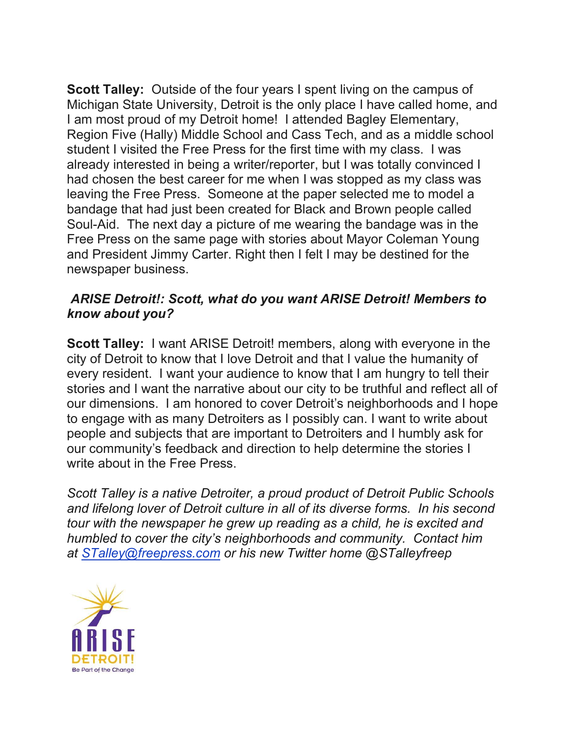**Scott Talley:** Outside of the four years I spent living on the campus of Michigan State University, Detroit is the only place I have called home, and I am most proud of my Detroit home! I attended Bagley Elementary, Region Five (Hally) Middle School and Cass Tech, and as a middle school student I visited the Free Press for the first time with my class. I was already interested in being a writer/reporter, but I was totally convinced I had chosen the best career for me when I was stopped as my class was leaving the Free Press. Someone at the paper selected me to model a bandage that had just been created for Black and Brown people called Soul-Aid. The next day a picture of me wearing the bandage was in the Free Press on the same page with stories about Mayor Coleman Young and President Jimmy Carter. Right then I felt I may be destined for the newspaper business.

***ARISE Detroit!: Scott, what do you want ARISE Detroit! Members to know about you?***

**Scott Talley:** I want ARISE Detroit! members, along with everyone in the city of Detroit to know that I love Detroit and that I value the humanity of every resident. I want your audience to know that I am hungry to tell their stories and I want the narrative about our city to be truthful and reflect all of our dimensions. I am honored to cover Detroit's neighborhoods and I hope to engage with as many Detroiters as I possibly can. I want to write about people and subjects that are important to Detroiters and I humbly ask for our community's feedback and direction to help determine the stories I write about in the Free Press.

*Scott Talley is a native Detroiter, a proud product of Detroit Public Schools and lifelong lover of Detroit culture in all of its diverse forms. In his second tour with the newspaper he grew up reading as a child, he is excited and humbled to cover the city's neighborhoods and community. Contact him at [STalley@freepress.com](mailto:STalley@freepress.com) or his new Twitter home @STalleyfreep*

ARISE DETROIT!
Be Part of the Change